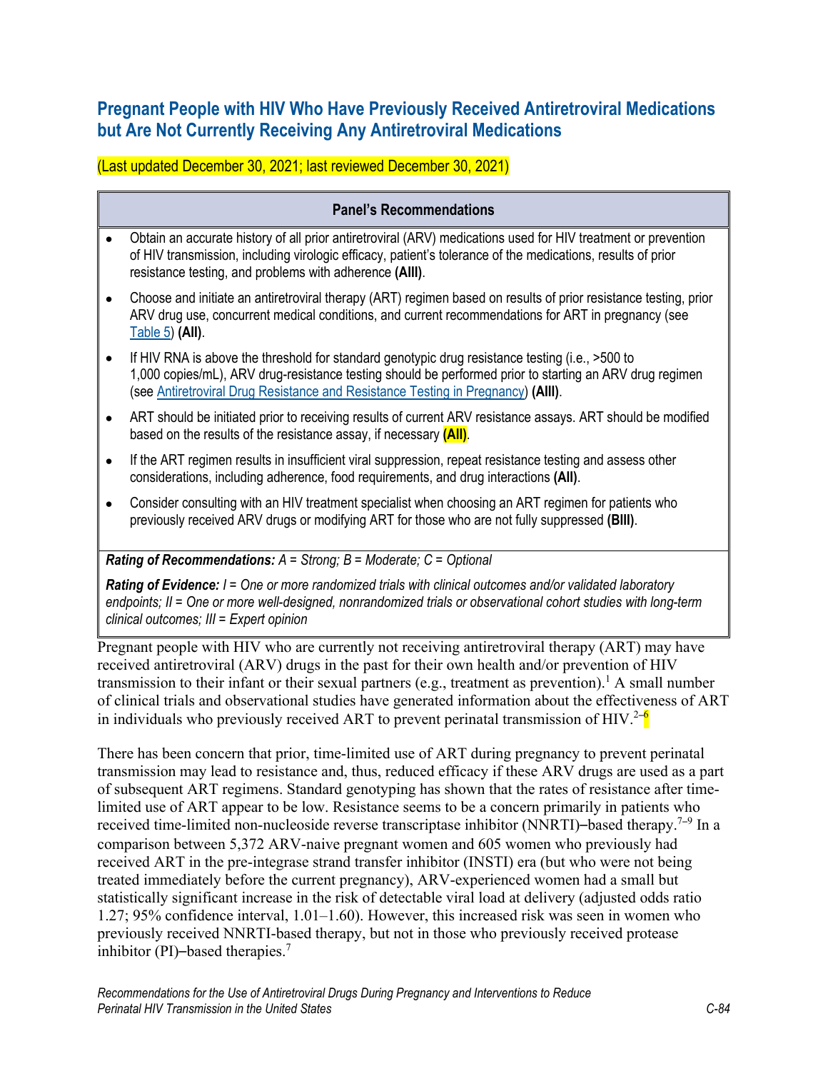## Pregnant People with HIV Who Have Previously Received Antiretroviral Medications but Are Not Currently Receiving Any Antiretroviral Medications

(Last updated December 30, 2021; last reviewed December 30, 2021)

| Panel's Recommendations |
|---|
| • Obtain an accurate history of all prior antiretroviral (ARV) medications used for HIV treatment or prevention of HIV transmission, including virologic efficacy, patient's tolerance of the medications, results of prior resistance testing, and problems with adherence **(AIII)**.<br>• Choose and initiate an antiretroviral therapy (ART) regimen based on results of prior resistance testing, prior ARV drug use, concurrent medical conditions, and current recommendations for ART in pregnancy (see Table 5) **(AII)**.<br>• If HIV RNA is above the threshold for standard genotypic drug resistance testing (i.e., >500 to 1,000 copies/mL), ARV drug-resistance testing should be performed prior to starting an ARV drug regimen (see Antiretroviral Drug Resistance and Resistance Testing in Pregnancy) **(AIII)**.<br>• ART should be initiated prior to receiving results of current ARV resistance assays. ART should be modified based on the results of the resistance assay, if necessary **(AII)**.<br>• If the ART regimen results in insufficient viral suppression, repeat resistance testing and assess other considerations, including adherence, food requirements, and drug interactions **(AII)**.<br>• Consider consulting with an HIV treatment specialist when choosing an ART regimen for patients who previously received ARV drugs or modifying ART for those who are not fully suppressed **(BIII)**. |
| ***Rating of Recommendations:*** *A = Strong; B = Moderate; C = Optional*<br>***Rating of Evidence:*** *I = One or more randomized trials with clinical outcomes and/or validated laboratory endpoints; II = One or more well-designed, nonrandomized trials or observational cohort studies with long-term clinical outcomes; III = Expert opinion* |

Pregnant people with HIV who are currently not receiving antiretroviral therapy (ART) may have received antiretroviral (ARV) drugs in the past for their own health and/or prevention of HIV transmission to their infant or their sexual partners (e.g., treatment as prevention).[1] A small number of clinical trials and observational studies have generated information about the effectiveness of ART in individuals who previously received ART to prevent perinatal transmission of HIV.[2–6]

There has been concern that prior, time-limited use of ART during pregnancy to prevent perinatal transmission may lead to resistance and, thus, reduced efficacy if these ARV drugs are used as a part of subsequent ART regimens. Standard genotyping has shown that the rates of resistance after time-limited use of ART appear to be low. Resistance seems to be a concern primarily in patients who received time-limited non-nucleoside reverse transcriptase inhibitor (NNRTI)–based therapy.[7–9] In a comparison between 5,372 ARV-naive pregnant women and 605 women who previously had received ART in the pre-integrase strand transfer inhibitor (INSTI) era (but who were not being treated immediately before the current pregnancy), ARV-experienced women had a small but statistically significant increase in the risk of detectable viral load at delivery (adjusted odds ratio 1.27; 95% confidence interval, 1.01–1.60). However, this increased risk was seen in women who previously received NNRTI-based therapy, but not in those who previously received protease inhibitor (PI)–based therapies.[7]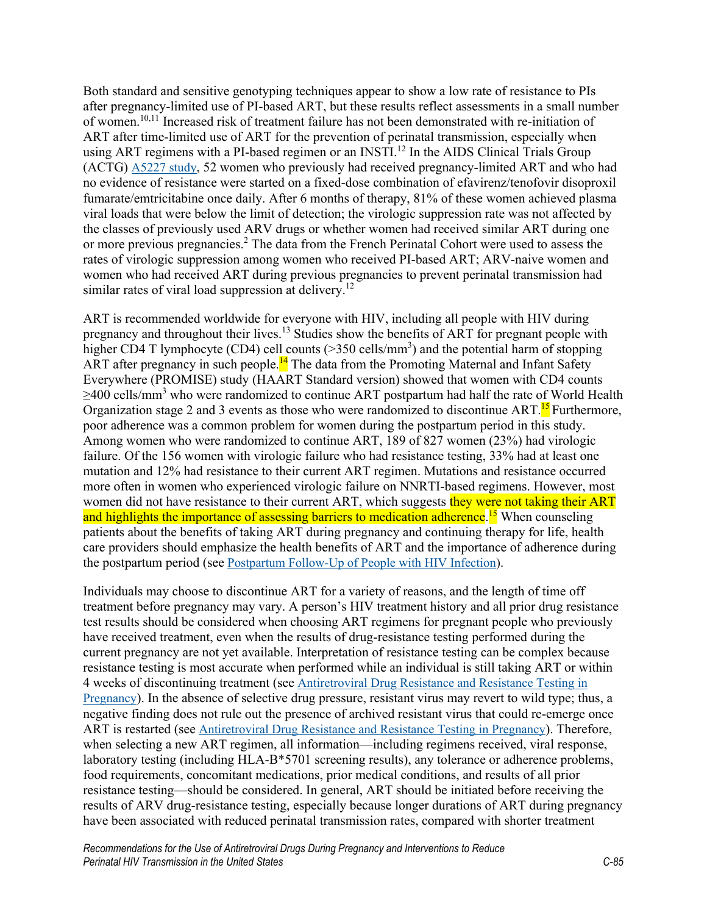Both standard and sensitive genotyping techniques appear to show a low rate of resistance to PIs after pregnancy-limited use of PI-based ART, but these results reflect assessments in a small number of women.[10,11] Increased risk of treatment failure has not been demonstrated with re-initiation of ART after time-limited use of ART for the prevention of perinatal transmission, especially when using ART regimens with a PI-based regimen or an INSTI.[12] In the AIDS Clinical Trials Group (ACTG) A5227 study, 52 women who previously had received pregnancy-limited ART and who had no evidence of resistance were started on a fixed-dose combination of efavirenz/tenofovir disoproxil fumarate/emtricitabine once daily. After 6 months of therapy, 81% of these women achieved plasma viral loads that were below the limit of detection; the virologic suppression rate was not affected by the classes of previously used ARV drugs or whether women had received similar ART during one or more previous pregnancies.[2] The data from the French Perinatal Cohort were used to assess the rates of virologic suppression among women who received PI-based ART; ARV-naive women and women who had received ART during previous pregnancies to prevent perinatal transmission had similar rates of viral load suppression at delivery.[12]

ART is recommended worldwide for everyone with HIV, including all people with HIV during pregnancy and throughout their lives.[13] Studies show the benefits of ART for pregnant people with higher CD4 T lymphocyte (CD4) cell counts (>350 cells/mm$^3$) and the potential harm of stopping ART after pregnancy in such people.[14] The data from the Promoting Maternal and Infant Safety Everywhere (PROMISE) study (HAART Standard version) showed that women with CD4 counts ≥400 cells/mm$^3$ who were randomized to continue ART postpartum had half the rate of World Health Organization stage 2 and 3 events as those who were randomized to discontinue ART.[15] Furthermore, poor adherence was a common problem for women during the postpartum period in this study. Among women who were randomized to continue ART, 189 of 827 women (23%) had virologic failure. Of the 156 women with virologic failure who had resistance testing, 33% had at least one mutation and 12% had resistance to their current ART regimen. Mutations and resistance occurred more often in women who experienced virologic failure on NNRTI-based regimens. However, most women did not have resistance to their current ART, which suggests they were not taking their ART and highlights the importance of assessing barriers to medication adherence.[15] When counseling patients about the benefits of taking ART during pregnancy and continuing therapy for life, health care providers should emphasize the health benefits of ART and the importance of adherence during the postpartum period (see Postpartum Follow-Up of People with HIV Infection).

Individuals may choose to discontinue ART for a variety of reasons, and the length of time off treatment before pregnancy may vary. A person's HIV treatment history and all prior drug resistance test results should be considered when choosing ART regimens for pregnant people who previously have received treatment, even when the results of drug-resistance testing performed during the current pregnancy are not yet available. Interpretation of resistance testing can be complex because resistance testing is most accurate when performed while an individual is still taking ART or within 4 weeks of discontinuing treatment (see Antiretroviral Drug Resistance and Resistance Testing in Pregnancy). In the absence of selective drug pressure, resistant virus may revert to wild type; thus, a negative finding does not rule out the presence of archived resistant virus that could re-emerge once ART is restarted (see Antiretroviral Drug Resistance and Resistance Testing in Pregnancy). Therefore, when selecting a new ART regimen, all information—including regimens received, viral response, laboratory testing (including HLA-B*5701 screening results), any tolerance or adherence problems, food requirements, concomitant medications, prior medical conditions, and results of all prior resistance testing—should be considered. In general, ART should be initiated before receiving the results of ARV drug-resistance testing, especially because longer durations of ART during pregnancy have been associated with reduced perinatal transmission rates, compared with shorter treatment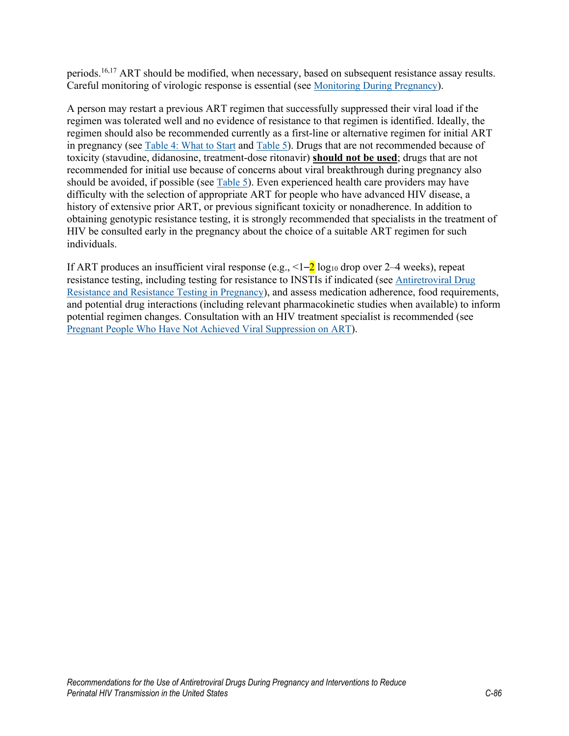periods.[16,17] ART should be modified, when necessary, based on subsequent resistance assay results. Careful monitoring of virologic response is essential (see [Monitoring During Pregnancy](#)).

A person may restart a previous ART regimen that successfully suppressed their viral load if the regimen was tolerated well and no evidence of resistance to that regimen is identified. Ideally, the regimen should also be recommended currently as a first-line or alternative regimen for initial ART in pregnancy (see Table 4: What to Start and Table 5). Drugs that are not recommended because of toxicity (stavudine, didanosine, treatment-dose ritonavir) **should not be used**; drugs that are not recommended for initial use because of concerns about viral breakthrough during pregnancy also should be avoided, if possible (see Table 5). Even experienced health care providers may have difficulty with the selection of appropriate ART for people who have advanced HIV disease, a history of extensive prior ART, or previous significant toxicity or nonadherence. In addition to obtaining genotypic resistance testing, it is strongly recommended that specialists in the treatment of HIV be consulted early in the pregnancy about the choice of a suitable ART regimen for such individuals.

If ART produces an insufficient viral response (e.g., <1–2 $\log_{10}$ drop over 2–4 weeks), repeat resistance testing, including testing for resistance to INSTIs if indicated (see Antiretroviral Drug Resistance and Resistance Testing in Pregnancy), and assess medication adherence, food requirements, and potential drug interactions (including relevant pharmacokinetic studies when available) to inform potential regimen changes. Consultation with an HIV treatment specialist is recommended (see Pregnant People Who Have Not Achieved Viral Suppression on ART).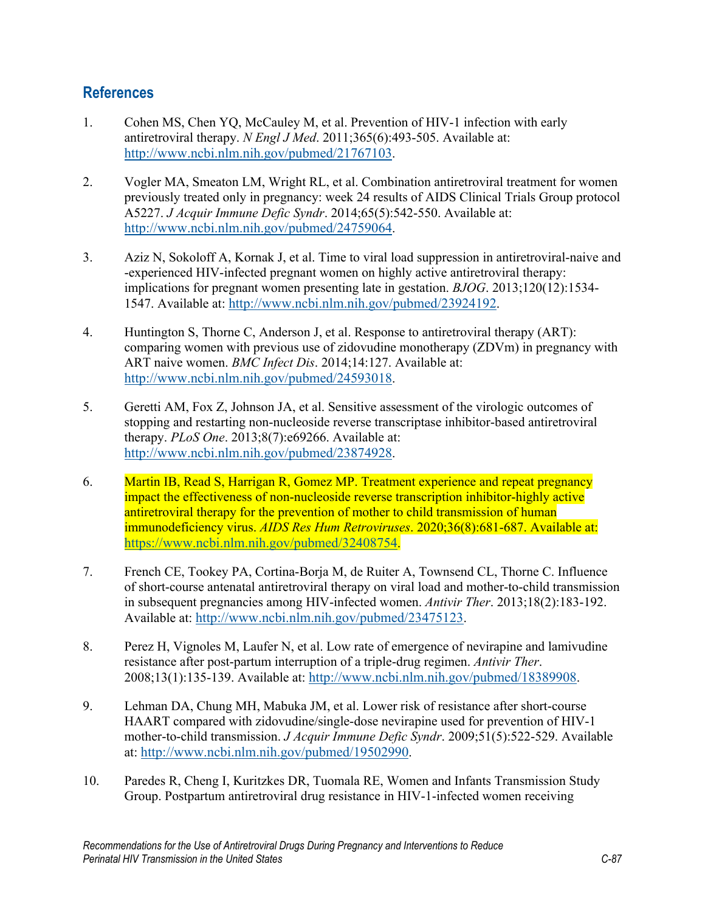## References

1. Cohen MS, Chen YQ, McCauley M, et al. Prevention of HIV-1 infection with early antiretroviral therapy. *N Engl J Med*. 2011;365(6):493-505. Available at: http://www.ncbi.nlm.nih.gov/pubmed/21767103.

2. Vogler MA, Smeaton LM, Wright RL, et al. Combination antiretroviral treatment for women previously treated only in pregnancy: week 24 results of AIDS Clinical Trials Group protocol A5227. *J Acquir Immune Defic Syndr*. 2014;65(5):542-550. Available at: http://www.ncbi.nlm.nih.gov/pubmed/24759064.

3. Aziz N, Sokoloff A, Kornak J, et al. Time to viral load suppression in antiretroviral-naive and -experienced HIV-infected pregnant women on highly active antiretroviral therapy: implications for pregnant women presenting late in gestation. *BJOG*. 2013;120(12):1534-1547. Available at: http://www.ncbi.nlm.nih.gov/pubmed/23924192.

4. Huntington S, Thorne C, Anderson J, et al. Response to antiretroviral therapy (ART): comparing women with previous use of zidovudine monotherapy (ZDVm) in pregnancy with ART naive women. *BMC Infect Dis*. 2014;14:127. Available at: http://www.ncbi.nlm.nih.gov/pubmed/24593018.

5. Geretti AM, Fox Z, Johnson JA, et al. Sensitive assessment of the virologic outcomes of stopping and restarting non-nucleoside reverse transcriptase inhibitor-based antiretroviral therapy. *PLoS One*. 2013;8(7):e69266. Available at: http://www.ncbi.nlm.nih.gov/pubmed/23874928.

6. Martin IB, Read S, Harrigan R, Gomez MP. Treatment experience and repeat pregnancy impact the effectiveness of non-nucleoside reverse transcription inhibitor-highly active antiretroviral therapy for the prevention of mother to child transmission of human immunodeficiency virus. *AIDS Res Hum Retroviruses*. 2020;36(8):681-687. Available at: https://www.ncbi.nlm.nih.gov/pubmed/32408754.

7. French CE, Tookey PA, Cortina-Borja M, de Ruiter A, Townsend CL, Thorne C. Influence of short-course antenatal antiretroviral therapy on viral load and mother-to-child transmission in subsequent pregnancies among HIV-infected women. *Antivir Ther*. 2013;18(2):183-192. Available at: http://www.ncbi.nlm.nih.gov/pubmed/23475123.

8. Perez H, Vignoles M, Laufer N, et al. Low rate of emergence of nevirapine and lamivudine resistance after post-partum interruption of a triple-drug regimen. *Antivir Ther*. 2008;13(1):135-139. Available at: http://www.ncbi.nlm.nih.gov/pubmed/18389908.

9. Lehman DA, Chung MH, Mabuka JM, et al. Lower risk of resistance after short-course HAART compared with zidovudine/single-dose nevirapine used for prevention of HIV-1 mother-to-child transmission. *J Acquir Immune Defic Syndr*. 2009;51(5):522-529. Available at: http://www.ncbi.nlm.nih.gov/pubmed/19502990.

10. Paredes R, Cheng I, Kuritzkes DR, Tuomala RE, Women and Infants Transmission Study Group. Postpartum antiretroviral drug resistance in HIV-1-infected women receiving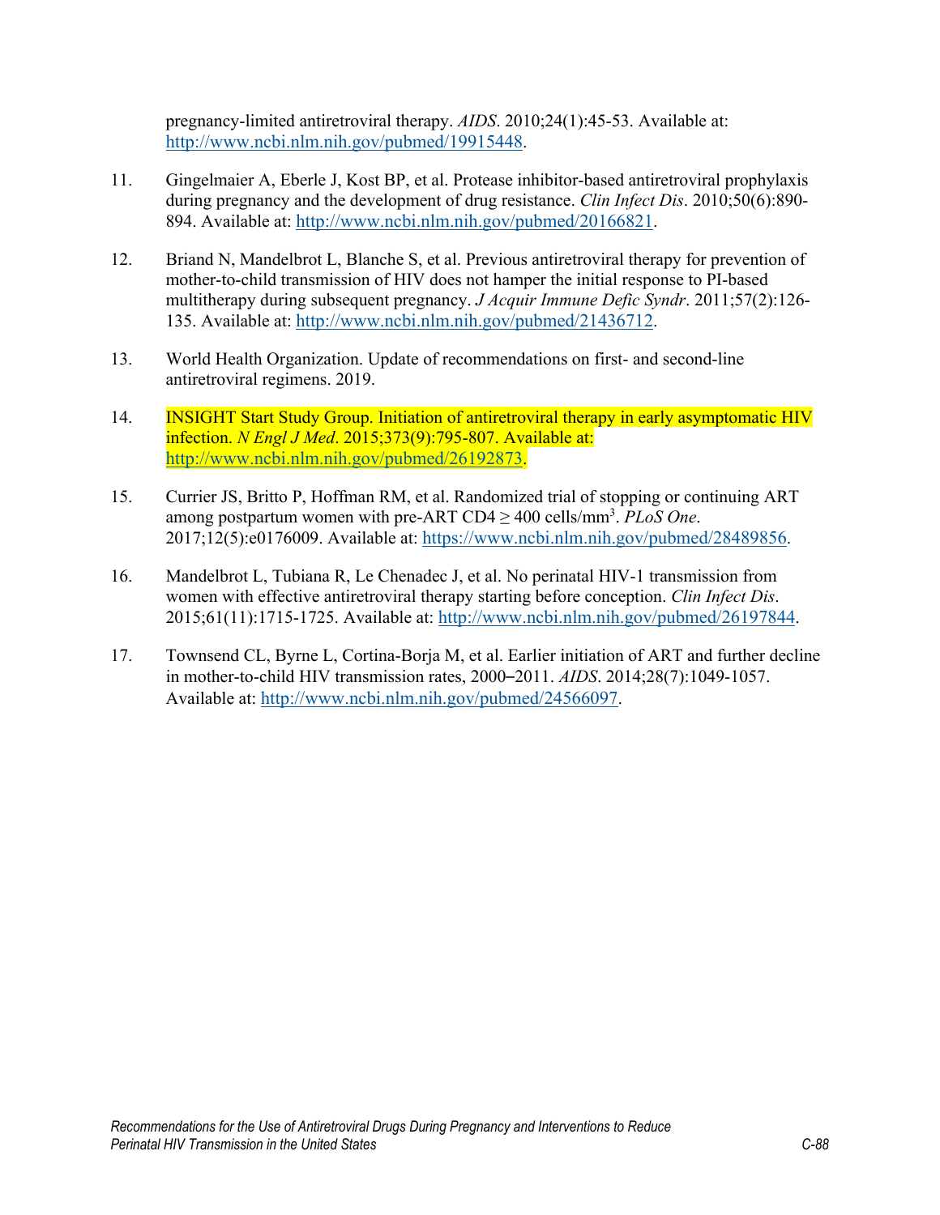pregnancy-limited antiretroviral therapy. *AIDS*. 2010;24(1):45-53. Available at: http://www.ncbi.nlm.nih.gov/pubmed/19915448.

11. Gingelmaier A, Eberle J, Kost BP, et al. Protease inhibitor-based antiretroviral prophylaxis during pregnancy and the development of drug resistance. *Clin Infect Dis*. 2010;50(6):890-894. Available at: http://www.ncbi.nlm.nih.gov/pubmed/20166821.

12. Briand N, Mandelbrot L, Blanche S, et al. Previous antiretroviral therapy for prevention of mother-to-child transmission of HIV does not hamper the initial response to PI-based multitherapy during subsequent pregnancy. *J Acquir Immune Defic Syndr*. 2011;57(2):126-135. Available at: http://www.ncbi.nlm.nih.gov/pubmed/21436712.

13. World Health Organization. Update of recommendations on first- and second-line antiretroviral regimens. 2019.

14. INSIGHT Start Study Group. Initiation of antiretroviral therapy in early asymptomatic HIV infection. *N Engl J Med*. 2015;373(9):795-807. Available at: http://www.ncbi.nlm.nih.gov/pubmed/26192873.

15. Currier JS, Britto P, Hoffman RM, et al. Randomized trial of stopping or continuing ART among postpartum women with pre-ART CD4 ≥ 400 cells/mm$^3$. *PLoS One*. 2017;12(5):e0176009. Available at: https://www.ncbi.nlm.nih.gov/pubmed/28489856.

16. Mandelbrot L, Tubiana R, Le Chenadec J, et al. No perinatal HIV-1 transmission from women with effective antiretroviral therapy starting before conception. *Clin Infect Dis*. 2015;61(11):1715-1725. Available at: http://www.ncbi.nlm.nih.gov/pubmed/26197844.

17. Townsend CL, Byrne L, Cortina-Borja M, et al. Earlier initiation of ART and further decline in mother-to-child HIV transmission rates, 2000–2011. *AIDS*. 2014;28(7):1049-1057. Available at: http://www.ncbi.nlm.nih.gov/pubmed/24566097.